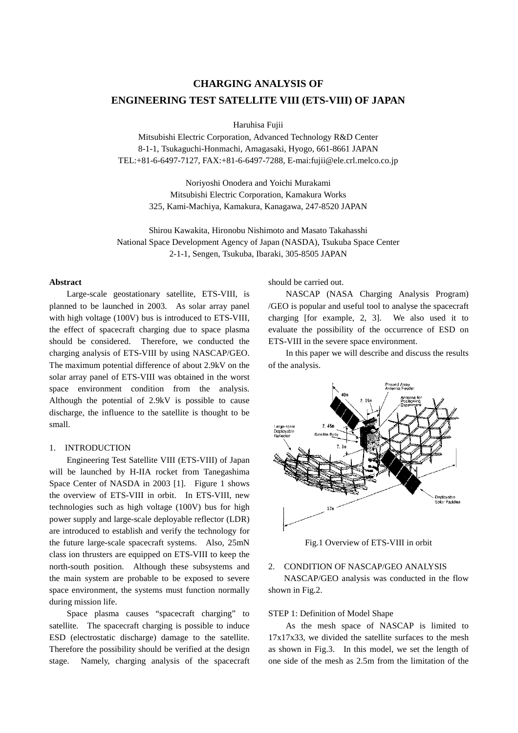# CHARGING ANALYSIS OF ENGINEERING TEST SATELLITE VIII (ETS-VIII) OF JAPAN

Haruhisa Fujii
Mitsubishi Electric Corporation, Advanced Technology R&D Center
8-1-1, Tsukaguchi-Honmachi, Amagasaki, Hyogo, 661-8661 JAPAN
TEL:+81-6-6497-7127, FAX:+81-6-6497-7288, E-mai:fujii@ele.crl.melco.co.jp

Noriyoshi Onodera and Yoichi Murakami
Mitsubishi Electric Corporation, Kamakura Works
325, Kami-Machiya, Kamakura, Kanagawa, 247-8520 JAPAN

Shirou Kawakita, Hironobu Nishimoto and Masato Takahasshi
National Space Development Agency of Japan (NASDA), Tsukuba Space Center
2-1-1, Sengen, Tsukuba, Ibaraki, 305-8505 JAPAN

**Abstract**

Large-scale geostationary satellite, ETS-VIII, is planned to be launched in 2003. As solar array panel with high voltage (100V) bus is introduced to ETS-VIII, the effect of spacecraft charging due to space plasma should be considered. Therefore, we conducted the charging analysis of ETS-VIII by using NASCAP/GEO. The maximum potential difference of about 2.9kV on the solar array panel of ETS-VIII was obtained in the worst space environment condition from the analysis. Although the potential of 2.9kV is possible to cause discharge, the influence to the satellite is thought to be small.

## 1. INTRODUCTION

Engineering Test Satellite VIII (ETS-VIII) of Japan will be launched by H-IIA rocket from Tanegashima Space Center of NASDA in 2003 [1]. Figure 1 shows the overview of ETS-VIII in orbit. In ETS-VIII, new technologies such as high voltage (100V) bus for high power supply and large-scale deployable reflector (LDR) are introduced to establish and verify the technology for the future large-scale spacecraft systems. Also, 25mN class ion thrusters are equipped on ETS-VIII to keep the north-south position. Although these subsystems and the main system are probable to be exposed to severe space environment, the systems must function normally during mission life.

Space plasma causes "spacecraft charging" to satellite. The spacecraft charging is possible to induce ESD (electrostatic discharge) damage to the satellite. Therefore the possibility should be verified at the design stage. Namely, charging analysis of the spacecraft should be carried out.

NASCAP (NASA Charging Analysis Program) /GEO is popular and useful tool to analyse the spacecraft charging [for example, 2, 3]. We also used it to evaluate the possibility of the occurrence of ESD on ETS-VIII in the severe space environment.

In this paper we will describe and discuss the results of the analysis.

Fig.1 Overview of ETS-VIII in orbit

## 2. CONDITION OF NASCAP/GEO ANALYSIS

NASCAP/GEO analysis was conducted in the flow shown in Fig.2.

STEP 1: Definition of Model Shape

As the mesh space of NASCAP is limited to 17x17x33, we divided the satellite surfaces to the mesh as shown in Fig.3. In this model, we set the length of one side of the mesh as 2.5m from the limitation of the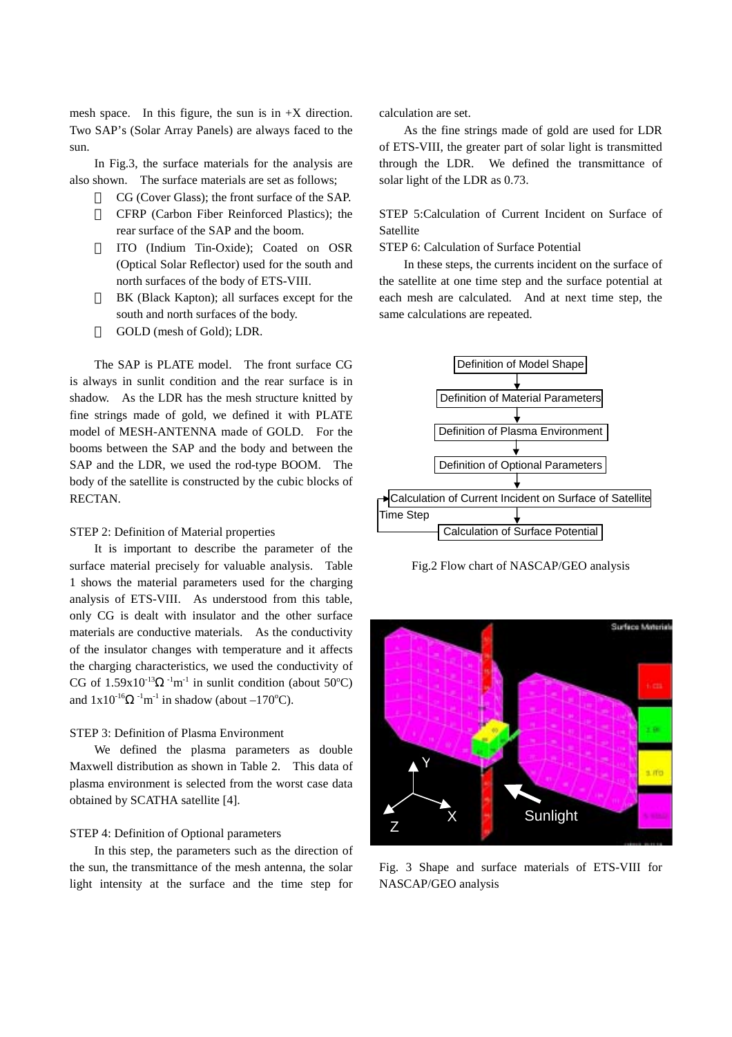mesh space. In this figure, the sun is in +X direction. Two SAP's (Solar Array Panels) are always faced to the sun.

In Fig.3, the surface materials for the analysis are also shown. The surface materials are set as follows;

- CG (Cover Glass); the front surface of the SAP.
- CFRP (Carbon Fiber Reinforced Plastics); the rear surface of the SAP and the boom.
- ITO (Indium Tin-Oxide); Coated on OSR (Optical Solar Reflector) used for the south and north surfaces of the body of ETS-VIII.
- BK (Black Kapton); all surfaces except for the south and north surfaces of the body.
- GOLD (mesh of Gold); LDR.

The SAP is PLATE model. The front surface CG is always in sunlit condition and the rear surface is in shadow. As the LDR has the mesh structure knitted by fine strings made of gold, we defined it with PLATE model of MESH-ANTENNA made of GOLD. For the booms between the SAP and the body and between the SAP and the LDR, we used the rod-type BOOM. The body of the satellite is constructed by the cubic blocks of RECTAN.

STEP 2: Definition of Material properties

It is important to describe the parameter of the surface material precisely for valuable analysis. Table 1 shows the material parameters used for the charging analysis of ETS-VIII. As understood from this table, only CG is dealt with insulator and the other surface materials are conductive materials. As the conductivity of the insulator changes with temperature and it affects the charging characteristics, we used the conductivity of CG of $1.59\times10^{-13}\Omega^{-1}m^{-1}$ in sunlit condition (about 50°C) and $1\times10^{-16}\Omega^{-1}m^{-1}$ in shadow (about –170°C).

STEP 3: Definition of Plasma Environment

We defined the plasma parameters as double Maxwell distribution as shown in Table 2. This data of plasma environment is selected from the worst case data obtained by SCATHA satellite [4].

STEP 4: Definition of Optional parameters

In this step, the parameters such as the direction of the sun, the transmittance of the mesh antenna, the solar light intensity at the surface and the time step for calculation are set.

As the fine strings made of gold are used for LDR of ETS-VIII, the greater part of solar light is transmitted through the LDR. We defined the transmittance of solar light of the LDR as 0.73.

STEP 5:Calculation of Current Incident on Surface of Satellite

STEP 6: Calculation of Surface Potential

In these steps, the currents incident on the surface of the satellite at one time step and the surface potential at each mesh are calculated. And at next time step, the same calculations are repeated.

Fig.2 Flow chart of NASCAP/GEO analysis

Fig. 3 Shape and surface materials of ETS-VIII for NASCAP/GEO analysis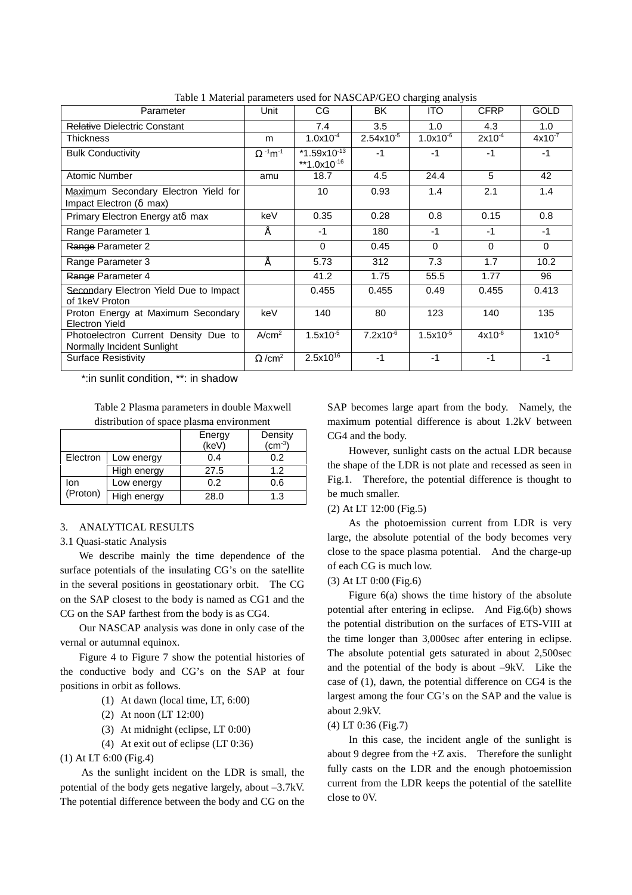Table 1 Material parameters used for NASCAP/GEO charging analysis

| Parameter | Unit | CG | BK | ITO | CFRP | GOLD |
|---|---|---|---|---|---|---|
| Relative Dielectric Constant | | 7.4 | 3.5 | 1.0 | 4.3 | 1.0 |
| Thickness | m | $1.0 \times 10^{-4}$ | $2.54 \times 10^{-5}$ | $1.0 \times 10^{-6}$ | $2 \times 10^{-4}$ | $4 \times 10^{-7}$ |
| Bulk Conductivity | $\Omega^{-1}m^{-1}$ | *$1.59 \times 10^{-13}$ **$1.0 \times 10^{-16}$ | -1 | -1 | -1 | -1 |
| Atomic Number | amu | 18.7 | 4.5 | 24.4 | 5 | 42 |
| Maximum Secondary Electron Yield for Impact Electron (δ max) | | 10 | 0.93 | 1.4 | 2.1 | 1.4 |
| Primary Electron Energy atδ max | keV | 0.35 | 0.28 | 0.8 | 0.15 | 0.8 |
| Range Parameter 1 | Å | -1 | 180 | -1 | -1 | -1 |
| Range Parameter 2 | | 0 | 0.45 | 0 | 0 | 0 |
| Range Parameter 3 | Å | 5.73 | 312 | 7.3 | 1.7 | 10.2 |
| Range Parameter 4 | | 41.2 | 1.75 | 55.5 | 1.77 | 96 |
| Secondary Electron Yield Due to Impact of 1keV Proton | | 0.455 | 0.455 | 0.49 | 0.455 | 0.413 |
| Proton Energy at Maximum Secondary Electron Yield | keV | 140 | 80 | 123 | 140 | 135 |
| Photoelectron Current Density Due to Normally Incident Sunlight | $A/cm^2$ | $1.5 \times 10^{-5}$ | $7.2 \times 10^{-6}$ | $1.5 \times 10^{-5}$ | $4 \times 10^{-6}$ | $1 \times 10^{-5}$ |
| Surface Resistivity | $\Omega/cm^2$ | $2.5 \times 10^{16}$ | -1 | -1 | -1 | -1 |

*:in sunlit condition, **: in shadow

Table 2 Plasma parameters in double Maxwell distribution of space plasma environment

| | | Energy (keV) | Density ($cm^{-3}$) |
|---|---|---|---|
| Electron | Low energy | 0.4 | 0.2 |
| | High energy | 27.5 | 1.2 |
| Ion (Proton) | Low energy | 0.2 | 0.6 |
| | High energy | 28.0 | 1.3 |

## 3. ANALYTICAL RESULTS

### 3.1 Quasi-static Analysis

We describe mainly the time dependence of the surface potentials of the insulating CG's on the satellite in the several positions in geostationary orbit. The CG on the SAP closest to the body is named as CG1 and the CG on the SAP farthest from the body is as CG4.

Our NASCAP analysis was done in only case of the vernal or autumnal equinox.

Figure 4 to Figure 7 show the potential histories of the conductive body and CG's on the SAP at four positions in orbit as follows.

(1) At dawn (local time, LT, 6:00)
(2) At noon (LT 12:00)
(3) At midnight (eclipse, LT 0:00)
(4) At exit out of eclipse (LT 0:36)

(1) At LT 6:00 (Fig.4)

As the sunlight incident on the LDR is small, the potential of the body gets negative largely, about –3.7kV. The potential difference between the body and CG on the SAP becomes large apart from the body. Namely, the maximum potential difference is about 1.2kV between CG4 and the body.

However, sunlight casts on the actual LDR because the shape of the LDR is not plate and recessed as seen in Fig.1. Therefore, the potential difference is thought to be much smaller.

(2) At LT 12:00 (Fig.5)

As the photoemission current from LDR is very large, the absolute potential of the body becomes very close to the space plasma potential. And the charge-up of each CG is much low.

(3) At LT 0:00 (Fig.6)

Figure 6(a) shows the time history of the absolute potential after entering in eclipse. And Fig.6(b) shows the potential distribution on the surfaces of ETS-VIII at the time longer than 3,000sec after entering in eclipse. The absolute potential gets saturated in about 2,500sec and the potential of the body is about –9kV. Like the case of (1), dawn, the potential difference on CG4 is the largest among the four CG's on the SAP and the value is about 2.9kV.

(4) LT 0:36 (Fig.7)

In this case, the incident angle of the sunlight is about 9 degree from the +Z axis. Therefore the sunlight fully casts on the LDR and the enough photoemission current from the LDR keeps the potential of the satellite close to 0V.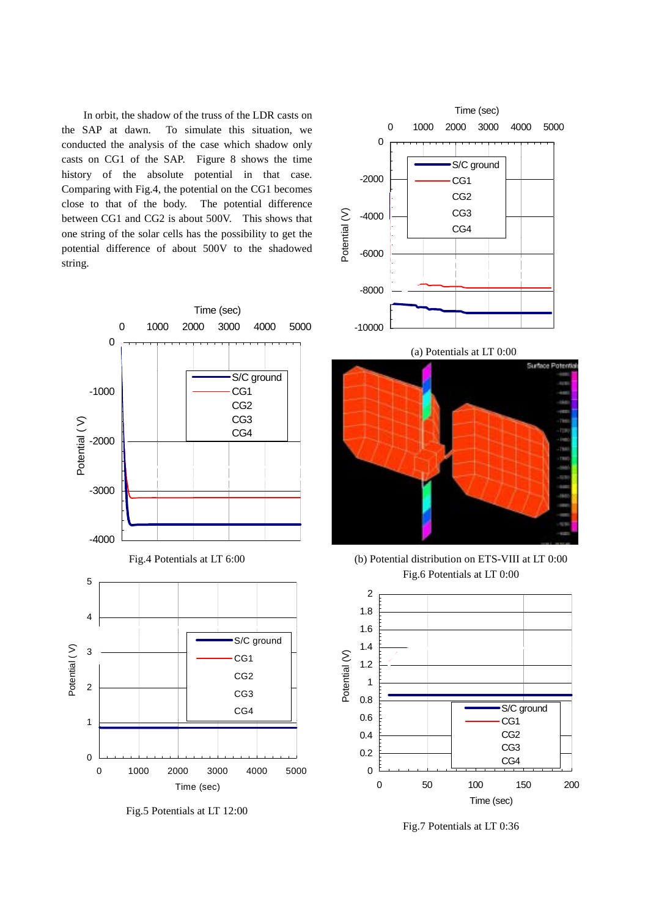In orbit, the shadow of the truss of the LDR casts on the SAP at dawn. To simulate this situation, we conducted the analysis of the case which shadow only casts on CG1 of the SAP. Figure 8 shows the time history of the absolute potential in that case. Comparing with Fig.4, the potential on the CG1 becomes close to that of the body. The potential difference between CG1 and CG2 is about 500V. This shows that one string of the solar cells has the possibility to get the potential difference of about 500V to the shadowed string.

Fig.4 Potentials at LT 6:00

Fig.5 Potentials at LT 12:00

(a) Potentials at LT 0:00

(b) Potential distribution on ETS-VIII at LT 0:00

Fig.6 Potentials at LT 0:00

Fig.7 Potentials at LT 0:36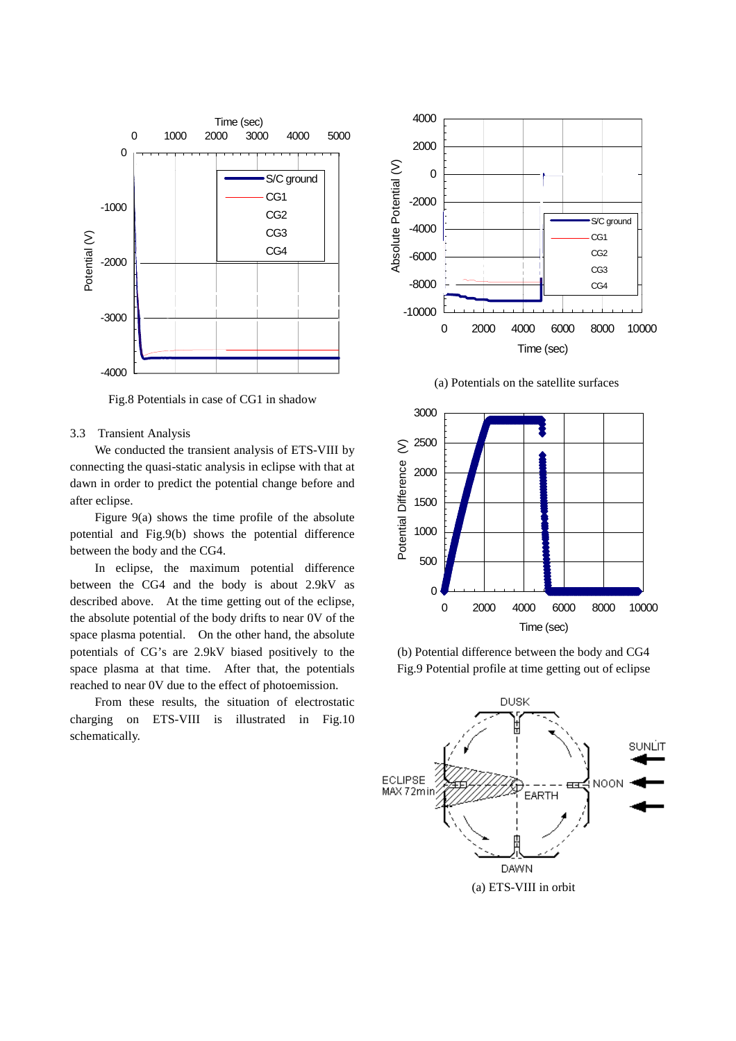Fig.8 Potentials in case of CG1 in shadow

3.3 Transient Analysis

We conducted the transient analysis of ETS-VIII by connecting the quasi-static analysis in eclipse with that at dawn in order to predict the potential change before and after eclipse.

Figure 9(a) shows the time profile of the absolute potential and Fig.9(b) shows the potential difference between the body and the CG4.

In eclipse, the maximum potential difference between the CG4 and the body is about 2.9kV as described above. At the time getting out of the eclipse, the absolute potential of the body drifts to near 0V of the space plasma potential. On the other hand, the absolute potentials of CG's are 2.9kV biased positively to the space plasma at that time. After that, the potentials reached to near 0V due to the effect of photoemission.

From these results, the situation of electrostatic charging on ETS-VIII is illustrated in Fig.10 schematically.

(a) Potentials on the satellite surfaces

(b) Potential difference between the body and CG4

Fig.9 Potential profile at time getting out of eclipse

(a) ETS-VIII in orbit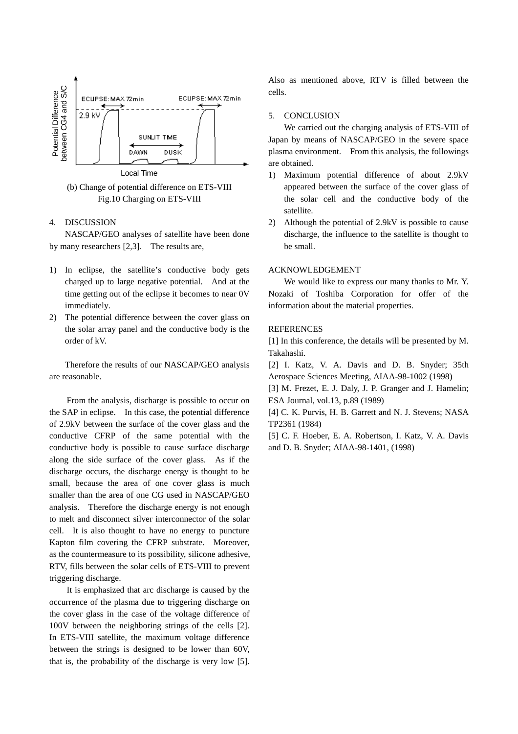Potential Difference between CG4 and S/C

ECLIPSE: MAX 72min

ECLIPSE: MAX 72min

2.9 kV

SUNLIT TIME

DAWN

DUSK

Local Time

(b) Change of potential difference on ETS-VIII

Fig.10 Charging on ETS-VIII

## 4. DISCUSSION

NASCAP/GEO analyses of satellite have been done by many researchers [2,3]. The results are,

1) In eclipse, the satellite's conductive body gets charged up to large negative potential. And at the time getting out of the eclipse it becomes to near 0V immediately.
2) The potential difference between the cover glass on the solar array panel and the conductive body is the order of kV.

Therefore the results of our NASCAP/GEO analysis are reasonable.

From the analysis, discharge is possible to occur on the SAP in eclipse. In this case, the potential difference of 2.9kV between the surface of the cover glass and the conductive CFRP of the same potential with the conductive body is possible to cause surface discharge along the side surface of the cover glass. As if the discharge occurs, the discharge energy is thought to be small, because the area of one cover glass is much smaller than the area of one CG used in NASCAP/GEO analysis. Therefore the discharge energy is not enough to melt and disconnect silver interconnector of the solar cell. It is also thought to have no energy to puncture Kapton film covering the CFRP substrate. Moreover, as the countermeasure to its possibility, silicone adhesive, RTV, fills between the solar cells of ETS-VIII to prevent triggering discharge.

It is emphasized that arc discharge is caused by the occurrence of the plasma due to triggering discharge on the cover glass in the case of the voltage difference of 100V between the neighboring strings of the cells [2]. In ETS-VIII satellite, the maximum voltage difference between the strings is designed to be lower than 60V, that is, the probability of the discharge is very low [5]. Also as mentioned above, RTV is filled between the cells.

## 5. CONCLUSION

We carried out the charging analysis of ETS-VIII of Japan by means of NASCAP/GEO in the severe space plasma environment. From this analysis, the followings are obtained.

1) Maximum potential difference of about 2.9kV appeared between the surface of the cover glass of the solar cell and the conductive body of the satellite.
2) Although the potential of 2.9kV is possible to cause discharge, the influence to the satellite is thought to be small.

## ACKNOWLEDGEMENT

We would like to express our many thanks to Mr. Y. Nozaki of Toshiba Corporation for offer of the information about the material properties.

## REFERENCES

[1] In this conference, the details will be presented by M. Takahashi.

[2] I. Katz, V. A. Davis and D. B. Snyder; 35th Aerospace Sciences Meeting, AIAA-98-1002 (1998)

[3] M. Frezet, E. J. Daly, J. P. Granger and J. Hamelin; ESA Journal, vol.13, p.89 (1989)

[4] C. K. Purvis, H. B. Garrett and N. J. Stevens; NASA TP2361 (1984)

[5] C. F. Hoeber, E. A. Robertson, I. Katz, V. A. Davis and D. B. Snyder; AIAA-98-1401, (1998)